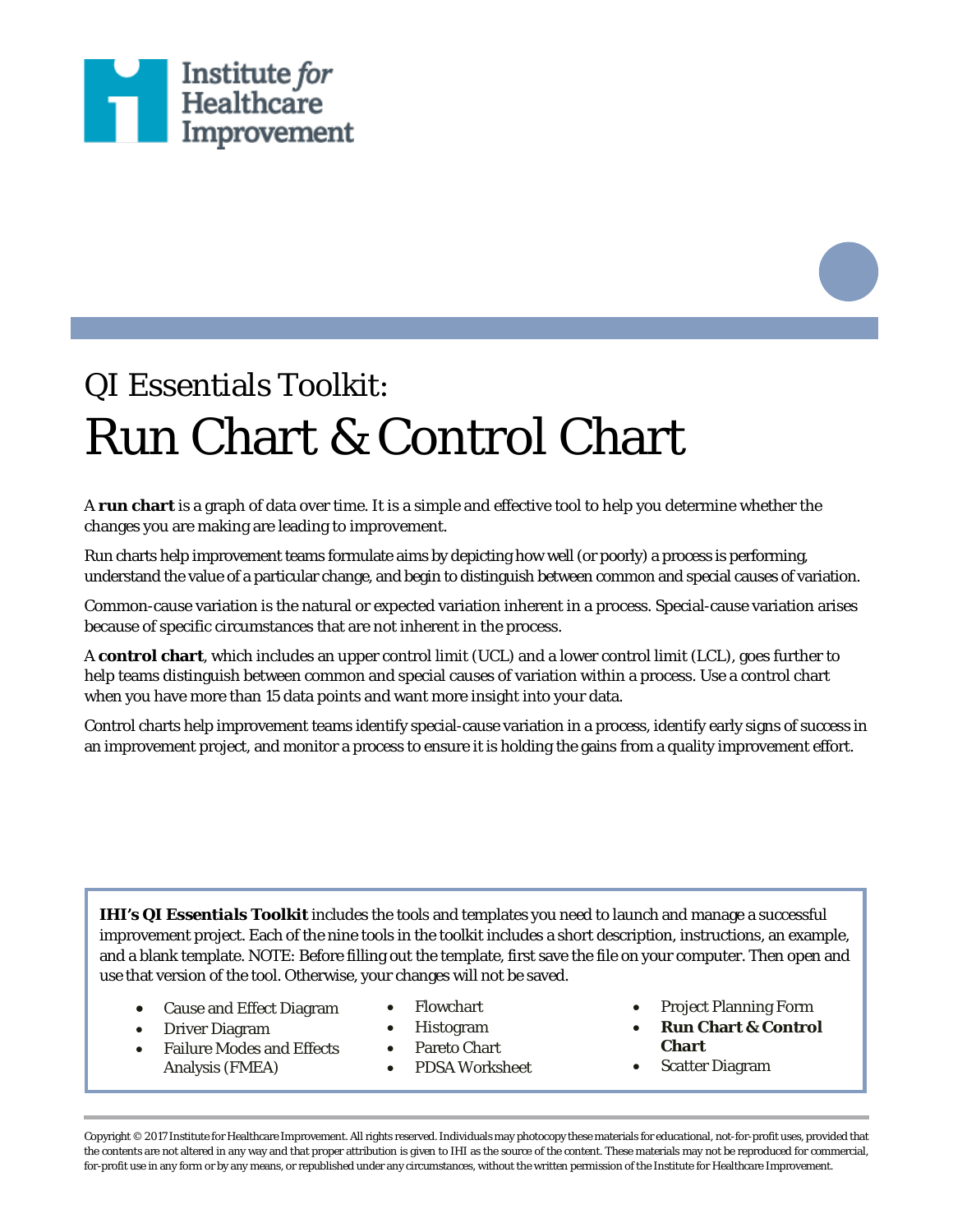Institute *for* Healthcare Improvement

QI Essentials Toolkit:

# Run Chart & Control Chart

A **run chart** is a graph of data over time. It is a simple and effective tool to help you determine whether the changes you are making are leading to improvement.

Run charts help improvement teams formulate aims by depicting how well (or poorly) a process is performing, understand the value of a particular change, and begin to distinguish between common and special causes of variation.

Common-cause variation is the natural or expected variation inherent in a process. Special-cause variation arises because of specific circumstances that are not inherent in the process.

A **control chart**, which includes an upper control limit (UCL) and a lower control limit (LCL), goes further to help teams distinguish between common and special causes of variation within a process. Use a control chart when you have more than 15 data points and want more insight into your data.

Control charts help improvement teams identify special-cause variation in a process, identify early signs of success in an improvement project, and monitor a process to ensure it is holding the gains from a quality improvement effort.

**IHI's QI Essentials Toolkit** includes the tools and templates you need to launch and manage a successful improvement project. Each of the nine tools in the toolkit includes a short description, instructions, an example, and a blank template. NOTE: Before filling out the template, first save the file on your computer. Then open and use that version of the tool. Otherwise, your changes will not be saved.

- Cause and Effect Diagram
- Driver Diagram
- Failure Modes and Effects Analysis (FMEA)
- Flowchart
- Histogram
- Pareto Chart
- PDSA Worksheet
- Project Planning Form
- **Run Chart & Control Chart**
- Scatter Diagram

Copyright © 2017 Institute for Healthcare Improvement. All rights reserved. Individuals may photocopy these materials for educational, not-for-profit uses, provided that the contents are not altered in any way and that proper attribution is given to IHI as the source of the content. These materials may not be reproduced for commercial, for-profit use in any form or by any means, or republished under any circumstances, without the written permission of the Institute for Healthcare Improvement.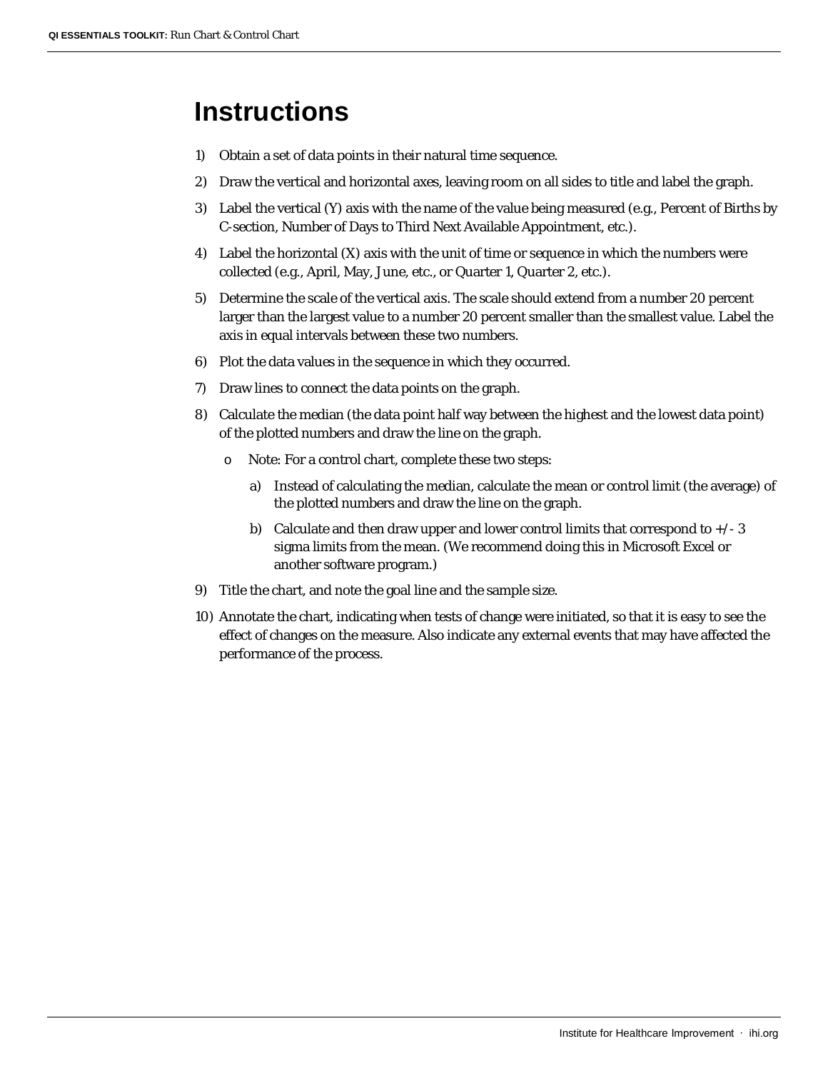# Instructions

1) Obtain a set of data points in their natural time sequence.
2) Draw the vertical and horizontal axes, leaving room on all sides to title and label the graph.
3) Label the vertical (Y) axis with the name of the value being measured (e.g., Percent of Births by C-section, Number of Days to Third Next Available Appointment, etc.).
4) Label the horizontal (X) axis with the unit of time or sequence in which the numbers were collected (e.g., April, May, June, etc., or Quarter 1, Quarter 2, etc.).
5) Determine the scale of the vertical axis. The scale should extend from a number 20 percent larger than the largest value to a number 20 percent smaller than the smallest value. Label the axis in equal intervals between these two numbers.
6) Plot the data values in the sequence in which they occurred.
7) Draw lines to connect the data points on the graph.
8) Calculate the median (the data point half way between the highest and the lowest data point) of the plotted numbers and draw the line on the graph.
   - Note: For a control chart, complete these two steps:
     a) Instead of calculating the median, calculate the mean or control limit (the average) of the plotted numbers and draw the line on the graph.
     b) Calculate and then draw upper and lower control limits that correspond to +/- 3 sigma limits from the mean. (We recommend doing this in Microsoft Excel or another software program.)
9) Title the chart, and note the goal line and the sample size.
10) Annotate the chart, indicating when tests of change were initiated, so that it is easy to see the effect of changes on the measure. Also indicate any external events that may have affected the performance of the process.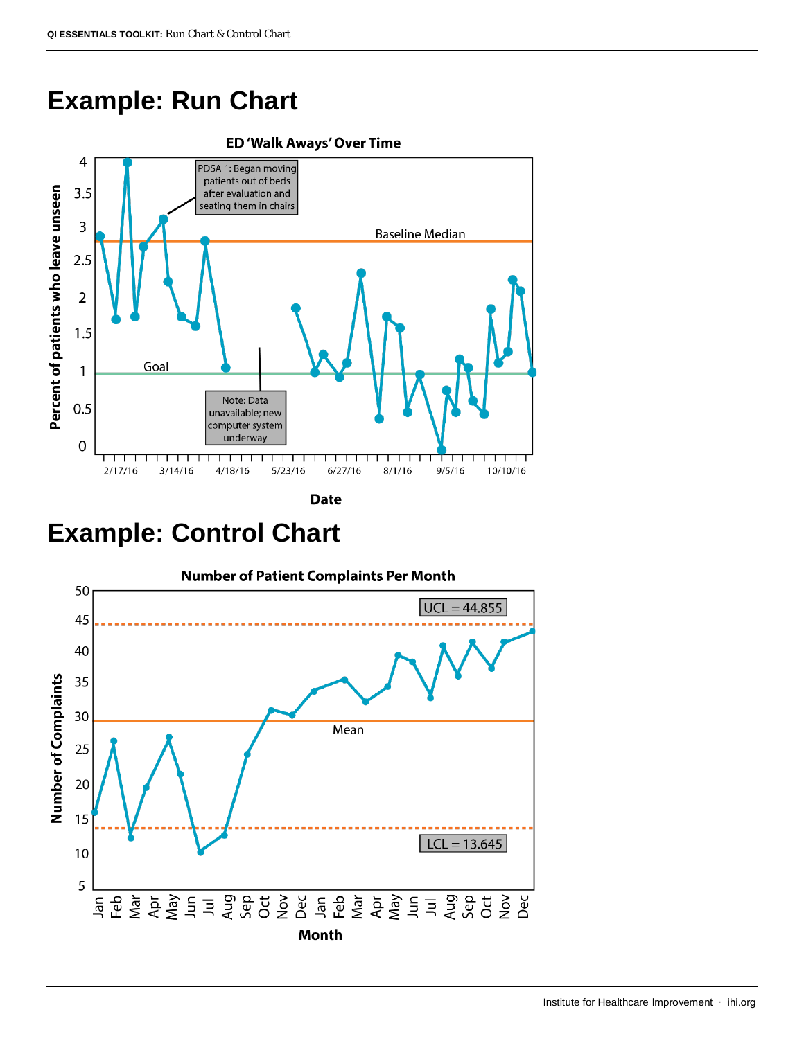# Example: Run Chart

**ED 'Walk Aways' Over Time**

Percent of patients who leave unseen

PDSA 1: Began moving patients out of beds after evaluation and seating them in chairs

Baseline Median

Goal

Note: Data unavailable; new computer system underway

2/17/16 3/14/16 4/18/16 5/23/16 6/27/16 8/1/16 9/5/16 10/10/16

Date

# Example: Control Chart

**Number of Patient Complaints Per Month**

UCL = 44.855

Mean

LCL = 13.645

Number of Complaints

Jan Feb Mar Apr May Jun Jul Aug Sep Oct Nov Dec Jan Feb Mar Apr May Jun Jul Aug Sep Oct Nov Dec

Month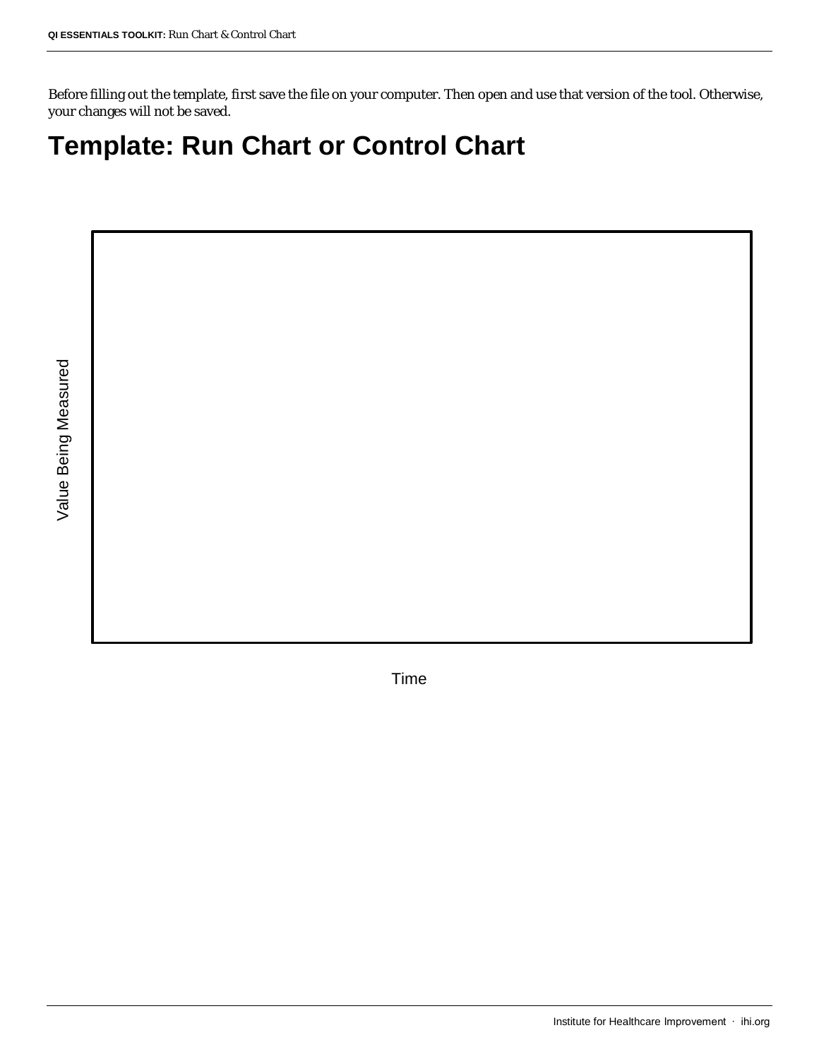Before filling out the template, first save the file on your computer. Then open and use that version of the tool. Otherwise, your changes will not be saved.

# Template: Run Chart or Control Chart

Value Being Measured

Time